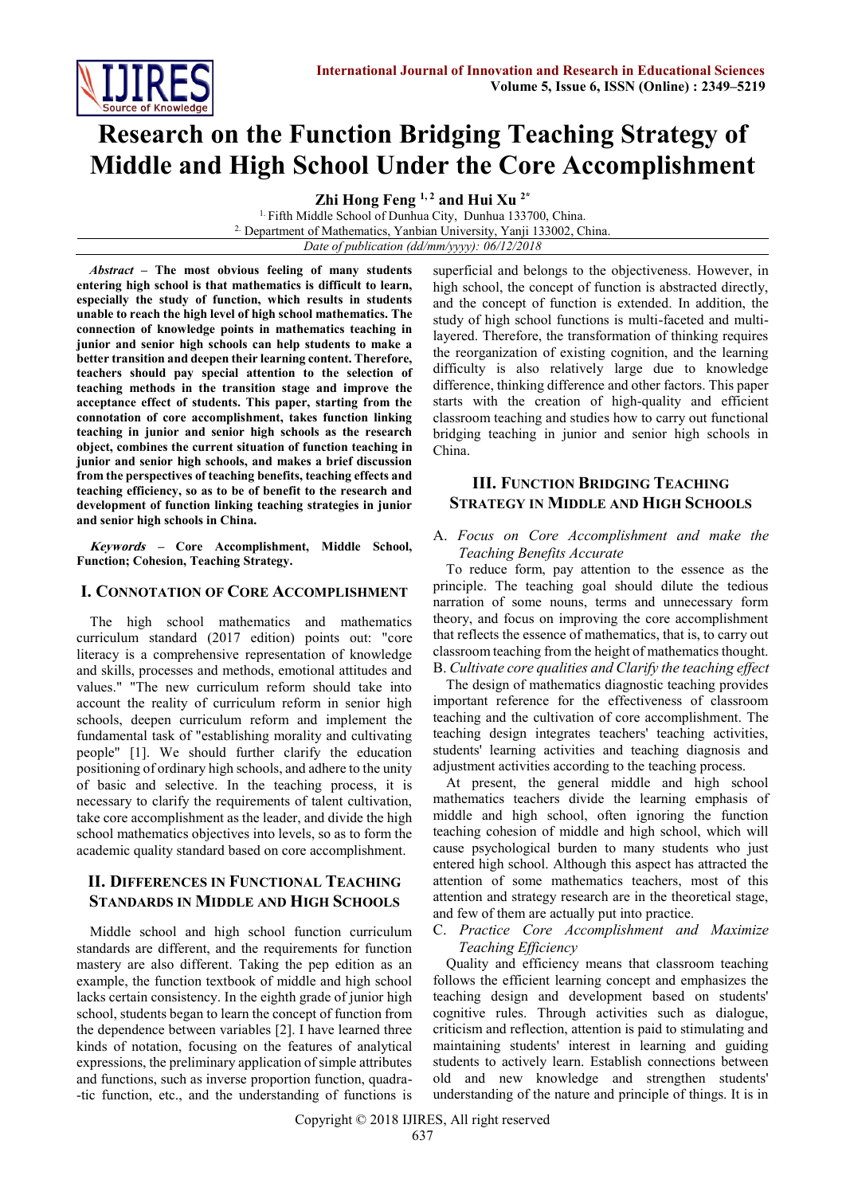# Research on the Function Bridging Teaching Strategy of Middle and High School Under the Core Accomplishment

**Zhi Hong Feng [1, 2] and Hui Xu [2*]**

[1.] Fifth Middle School of Dunhua City, Dunhua 133700, China.
[2.] Department of Mathematics, Yanbian University, Yanji 133002, China.

*Date of publication (dd/mm/yyyy): 06/12/2018*

***Abstract* – The most obvious feeling of many students entering high school is that mathematics is difficult to learn, especially the study of function, which results in students unable to reach the high level of high school mathematics. The connection of knowledge points in mathematics teaching in junior and senior high schools can help students to make a better transition and deepen their learning content. Therefore, teachers should pay special attention to the selection of teaching methods in the transition stage and improve the acceptance effect of students. This paper, starting from the connotation of core accomplishment, takes function linking teaching in junior and senior high schools as the research object, combines the current situation of function teaching in junior and senior high schools, and makes a brief discussion from the perspectives of teaching benefits, teaching effects and teaching efficiency, so as to be of benefit to the research and development of function linking teaching strategies in junior and senior high schools in China.**

***Keywords* – Core Accomplishment, Middle School, Function; Cohesion, Teaching Strategy.**

## I. Connotation of Core Accomplishment

The high school mathematics and mathematics curriculum standard (2017 edition) points out: "core literacy is a comprehensive representation of knowledge and skills, processes and methods, emotional attitudes and values." "The new curriculum reform should take into account the reality of curriculum reform in senior high schools, deepen curriculum reform and implement the fundamental task of "establishing morality and cultivating people" [1]. We should further clarify the education positioning of ordinary high schools, and adhere to the unity of basic and selective. In the teaching process, it is necessary to clarify the requirements of talent cultivation, take core accomplishment as the leader, and divide the high school mathematics objectives into levels, so as to form the academic quality standard based on core accomplishment.

## II. Differences in Functional Teaching Standards in Middle and High Schools

Middle school and high school function curriculum standards are different, and the requirements for function mastery are also different. Taking the pep edition as an example, the function textbook of middle and high school lacks certain consistency. In the eighth grade of junior high school, students began to learn the concept of function from the dependence between variables [2]. I have learned three kinds of notation, focusing on the features of analytical expressions, the preliminary application of simple attributes and functions, such as inverse proportion function, quadratic function, etc., and the understanding of functions is superficial and belongs to the objectiveness. However, in high school, the concept of function is abstracted directly, and the concept of function is extended. In addition, the study of high school functions is multi-faceted and multi-layered. Therefore, the transformation of thinking requires the reorganization of existing cognition, and the learning difficulty is also relatively large due to knowledge difference, thinking difference and other factors. This paper starts with the creation of high-quality and efficient classroom teaching and studies how to carry out functional bridging teaching in junior and senior high schools in China.

## III. Function Bridging Teaching Strategy in Middle and High Schools

### A. *Focus on Core Accomplishment and make the Teaching Benefits Accurate*

To reduce form, pay attention to the essence as the principle. The teaching goal should dilute the tedious narration of some nouns, terms and unnecessary form theory, and focus on improving the core accomplishment that reflects the essence of mathematics, that is, to carry out classroom teaching from the height of mathematics thought.

### B. *Cultivate core qualities and Clarify the teaching effect*

The design of mathematics diagnostic teaching provides important reference for the effectiveness of classroom teaching and the cultivation of core accomplishment. The teaching design integrates teachers' teaching activities, students' learning activities and teaching diagnosis and adjustment activities according to the teaching process.

At present, the general middle and high school mathematics teachers divide the learning emphasis of middle and high school, often ignoring the function teaching cohesion of middle and high school, which will cause psychological burden to many students who just entered high school. Although this aspect has attracted the attention of some mathematics teachers, most of this attention and strategy research are in the theoretical stage, and few of them are actually put into practice.

### C. *Practice Core Accomplishment and Maximize Teaching Efficiency*

Quality and efficiency means that classroom teaching follows the efficient learning concept and emphasizes the teaching design and development based on students' cognitive rules. Through activities such as dialogue, criticism and reflection, attention is paid to stimulating and maintaining students' interest in learning and guiding students to actively learn. Establish connections between old and new knowledge and strengthen students' understanding of the nature and principle of things. It is in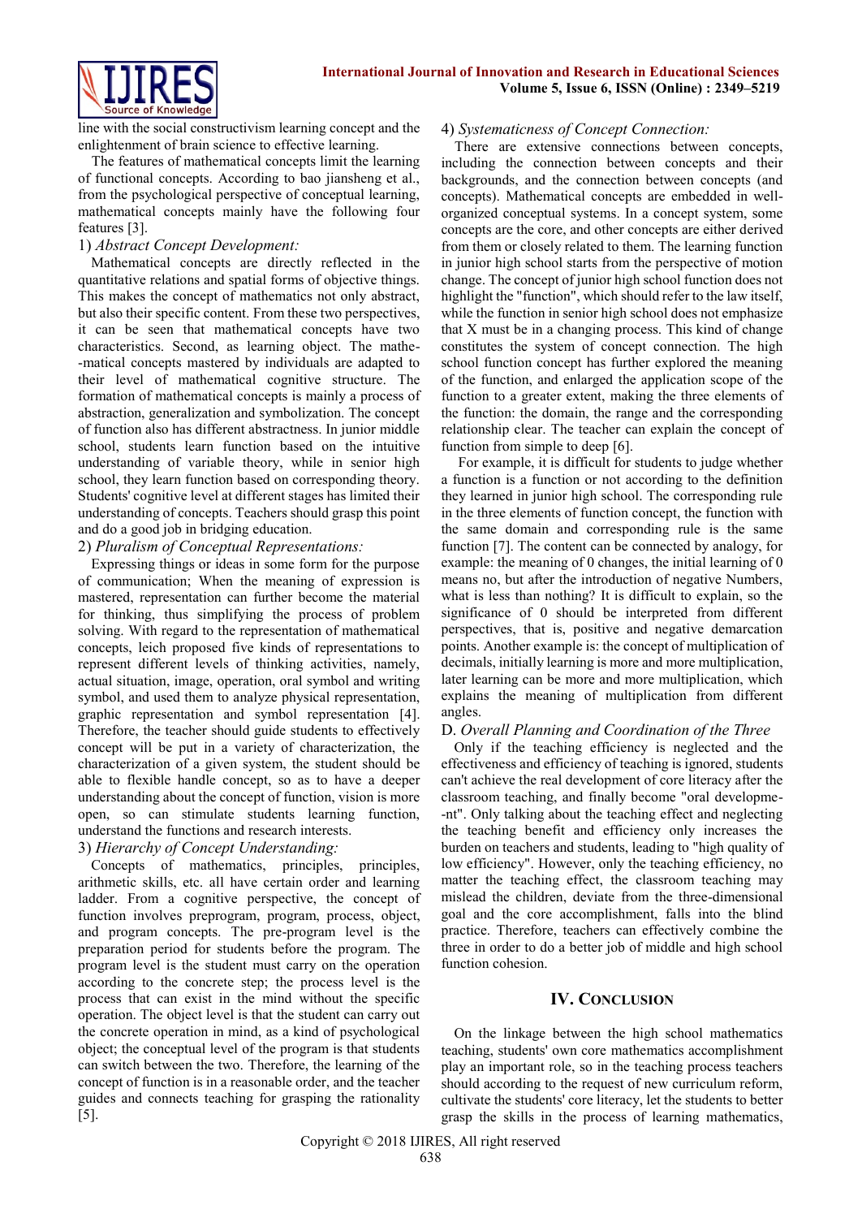line with the social constructivism learning concept and the enlightenment of brain science to effective learning.

The features of mathematical concepts limit the learning of functional concepts. According to bao jiansheng et al., from the psychological perspective of conceptual learning, mathematical concepts mainly have the following four features [3].

1) *Abstract Concept Development:*

Mathematical concepts are directly reflected in the quantitative relations and spatial forms of objective things. This makes the concept of mathematics not only abstract, but also their specific content. From these two perspectives, it can be seen that mathematical concepts have two characteristics. Second, as learning object. The mathematical concepts mastered by individuals are adapted to their level of mathematical cognitive structure. The formation of mathematical concepts is mainly a process of abstraction, generalization and symbolization. The concept of function also has different abstractness. In junior middle school, students learn function based on the intuitive understanding of variable theory, while in senior high school, they learn function based on corresponding theory. Students' cognitive level at different stages has limited their understanding of concepts. Teachers should grasp this point and do a good job in bridging education.

2) *Pluralism of Conceptual Representations:*

Expressing things or ideas in some form for the purpose of communication; When the meaning of expression is mastered, representation can further become the material for thinking, thus simplifying the process of problem solving. With regard to the representation of mathematical concepts, leich proposed five kinds of representations to represent different levels of thinking activities, namely, actual situation, image, operation, oral symbol and writing symbol, and used them to analyze physical representation, graphic representation and symbol representation [4]. Therefore, the teacher should guide students to effectively concept will be put in a variety of characterization, the characterization of a given system, the student should be able to flexible handle concept, so as to have a deeper understanding about the concept of function, vision is more open, so can stimulate students learning function, understand the functions and research interests.

3) *Hierarchy of Concept Understanding:*

Concepts of mathematics, principles, principles, arithmetic skills, etc. all have certain order and learning ladder. From a cognitive perspective, the concept of function involves preprogram, program, process, object, and program concepts. The pre-program level is the preparation period for students before the program. The program level is the student must carry on the operation according to the concrete step; the process level is the process that can exist in the mind without the specific operation. The object level is that the student can carry out the concrete operation in mind, as a kind of psychological object; the conceptual level of the program is that students can switch between the two. Therefore, the learning of the concept of function is in a reasonable order, and the teacher guides and connects teaching for grasping the rationality [5].

4) *Systematicness of Concept Connection:*

There are extensive connections between concepts, including the connection between concepts and their backgrounds, and the connection between concepts (and concepts). Mathematical concepts are embedded in well-organized conceptual systems. In a concept system, some concepts are the core, and other concepts are either derived from them or closely related to them. The learning function in junior high school starts from the perspective of motion change. The concept of junior high school function does not highlight the "function", which should refer to the law itself, while the function in senior high school does not emphasize that X must be in a changing process. This kind of change constitutes the system of concept connection. The high school function concept has further explored the meaning of the function, and enlarged the application scope of the function to a greater extent, making the three elements of the function: the domain, the range and the corresponding relationship clear. The teacher can explain the concept of function from simple to deep [6].

For example, it is difficult for students to judge whether a function is a function or not according to the definition they learned in junior high school. The corresponding rule in the three elements of function concept, the function with the same domain and corresponding rule is the same function [7]. The content can be connected by analogy, for example: the meaning of 0 changes, the initial learning of 0 means no, but after the introduction of negative Numbers, what is less than nothing? It is difficult to explain, so the significance of 0 should be interpreted from different perspectives, that is, positive and negative demarcation points. Another example is: the concept of multiplication of decimals, initially learning is more and more multiplication, later learning can be more and more multiplication, which explains the meaning of multiplication from different angles.

### D. *Overall Planning and Coordination of the Three*

Only if the teaching efficiency is neglected and the effectiveness and efficiency of teaching is ignored, students can't achieve the real development of core literacy after the classroom teaching, and finally become "oral development". Only talking about the teaching effect and neglecting the teaching benefit and efficiency only increases the burden on teachers and students, leading to "high quality of low efficiency". However, only the teaching efficiency, no matter the teaching effect, the classroom teaching may mislead the children, deviate from the three-dimensional goal and the core accomplishment, falls into the blind practice. Therefore, teachers can effectively combine the three in order to do a better job of middle and high school function cohesion.

## IV. Conclusion

On the linkage between the high school mathematics teaching, students' own core mathematics accomplishment play an important role, so in the teaching process teachers should according to the request of new curriculum reform, cultivate the students' core literacy, let the students to better grasp the skills in the process of learning mathematics,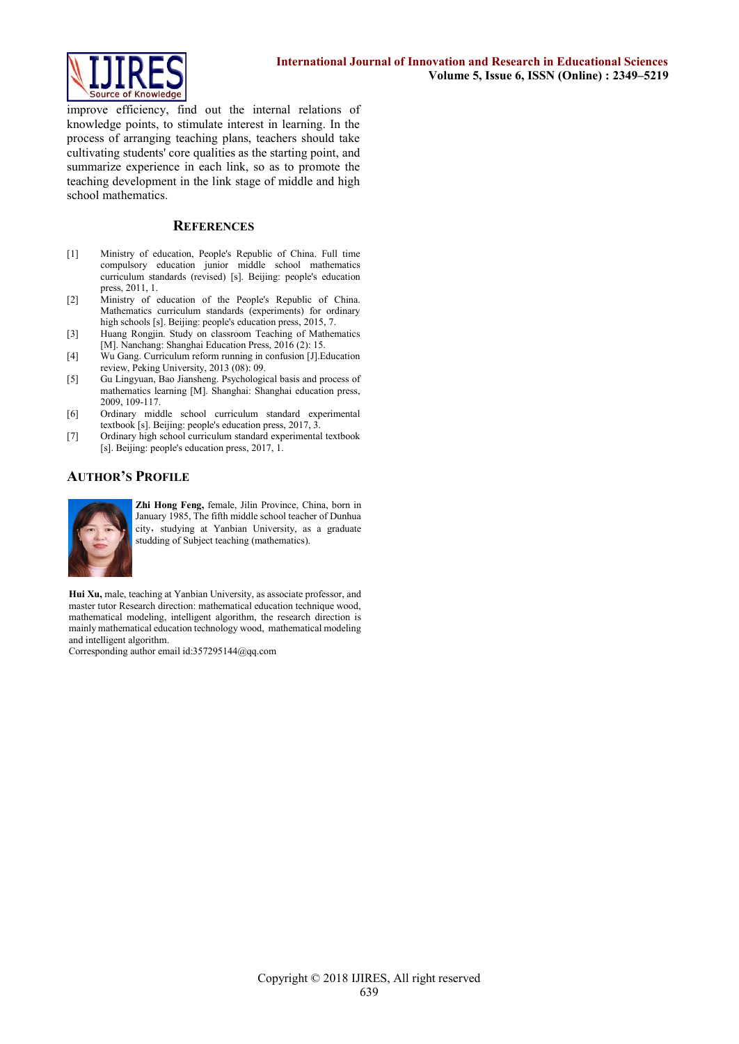improve efficiency, find out the internal relations of knowledge points, to stimulate interest in learning. In the process of arranging teaching plans, teachers should take cultivating students' core qualities as the starting point, and summarize experience in each link, so as to promote the teaching development in the link stage of middle and high school mathematics.

## References

[1] Ministry of education, People's Republic of China. Full time compulsory education junior middle school mathematics curriculum standards (revised) [s]. Beijing: people's education press, 2011, 1.

[2] Ministry of education of the People's Republic of China. Mathematics curriculum standards (experiments) for ordinary high schools [s]. Beijing: people's education press, 2015, 7.

[3] Huang Rongjin. Study on classroom Teaching of Mathematics [M]. Nanchang: Shanghai Education Press, 2016 (2): 15.

[4] Wu Gang. Curriculum reform running in confusion [J].Education review, Peking University, 2013 (08): 09.

[5] Gu Lingyuan, Bao Jiansheng. Psychological basis and process of mathematics learning [M]. Shanghai: Shanghai education press, 2009, 109-117.

[6] Ordinary middle school curriculum standard experimental textbook [s]. Beijing: people's education press, 2017, 3.

[7] Ordinary high school curriculum standard experimental textbook [s]. Beijing: people's education press, 2017, 1.

## Author's Profile

**Zhi Hong Feng,** female, Jilin Province, China, born in January 1985, The fifth middle school teacher of Dunhua city，studying at Yanbian University, as a graduate studding of Subject teaching (mathematics).

**Hui Xu,** male, teaching at Yanbian University, as associate professor, and master tutor Research direction: mathematical education technique wood, mathematical modeling, intelligent algorithm, the research direction is mainly mathematical education technology wood, mathematical modeling and intelligent algorithm.
Corresponding author email id:357295144@qq.com